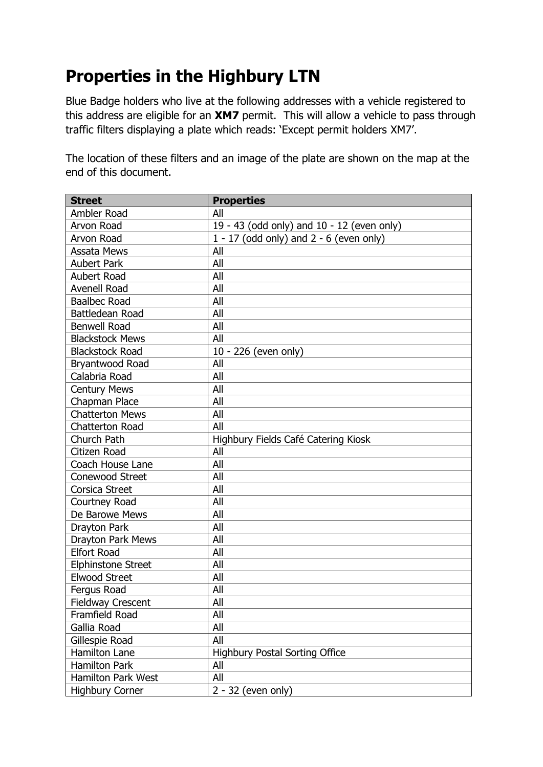# Properties in the Highbury LTN

Blue Badge holders who live at the following addresses with a vehicle registered to this address are eligible for an **XM7** permit. This will allow a vehicle to pass through traffic filters displaying a plate which reads: 'Except permit holders XM7'.

The location of these filters and an image of the plate are shown on the map at the end of this document.

| Street | Properties |
|---|---|
| Ambler Road | All |
| Arvon Road | 19 - 43 (odd only) and 10 - 12 (even only) |
| Arvon Road | 1 - 17 (odd only) and 2 - 6 (even only) |
| Assata Mews | All |
| Aubert Park | All |
| Aubert Road | All |
| Avenell Road | All |
| Baalbec Road | All |
| Battledean Road | All |
| Benwell Road | All |
| Blackstock Mews | All |
| Blackstock Road | 10 - 226 (even only) |
| Bryantwood Road | All |
| Calabria Road | All |
| Century Mews | All |
| Chapman Place | All |
| Chatterton Mews | All |
| Chatterton Road | All |
| Church Path | Highbury Fields Café Catering Kiosk |
| Citizen Road | All |
| Coach House Lane | All |
| Conewood Street | All |
| Corsica Street | All |
| Courtney Road | All |
| De Barowe Mews | All |
| Drayton Park | All |
| Drayton Park Mews | All |
| Elfort Road | All |
| Elphinstone Street | All |
| Elwood Street | All |
| Fergus Road | All |
| Fieldway Crescent | All |
| Framfield Road | All |
| Gallia Road | All |
| Gillespie Road | All |
| Hamilton Lane | Highbury Postal Sorting Office |
| Hamilton Park | All |
| Hamilton Park West | All |
| Highbury Corner | 2 - 32 (even only) |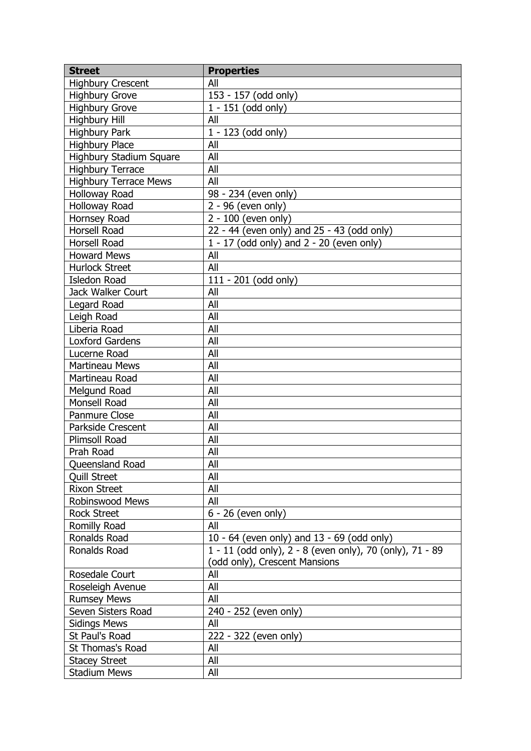| Street | Properties |
|---|---|
| Highbury Crescent | All |
| Highbury Grove | 153 - 157 (odd only) |
| Highbury Grove | 1 - 151 (odd only) |
| Highbury Hill | All |
| Highbury Park | 1 - 123 (odd only) |
| Highbury Place | All |
| Highbury Stadium Square | All |
| Highbury Terrace | All |
| Highbury Terrace Mews | All |
| Holloway Road | 98 - 234 (even only) |
| Holloway Road | 2 - 96 (even only) |
| Hornsey Road | 2 - 100 (even only) |
| Horsell Road | 22 - 44 (even only) and 25 - 43 (odd only) |
| Horsell Road | 1 - 17 (odd only) and 2 - 20 (even only) |
| Howard Mews | All |
| Hurlock Street | All |
| Isledon Road | 111 - 201 (odd only) |
| Jack Walker Court | All |
| Legard Road | All |
| Leigh Road | All |
| Liberia Road | All |
| Loxford Gardens | All |
| Lucerne Road | All |
| Martineau Mews | All |
| Martineau Road | All |
| Melgund Road | All |
| Monsell Road | All |
| Panmure Close | All |
| Parkside Crescent | All |
| Plimsoll Road | All |
| Prah Road | All |
| Queensland Road | All |
| Quill Street | All |
| Rixon Street | All |
| Robinswood Mews | All |
| Rock Street | 6 - 26 (even only) |
| Romilly Road | All |
| Ronalds Road | 10 - 64 (even only) and 13 - 69 (odd only) |
| Ronalds Road | 1 - 11 (odd only), 2 - 8 (even only), 70 (only), 71 - 89 (odd only), Crescent Mansions |
| Rosedale Court | All |
| Roseleigh Avenue | All |
| Rumsey Mews | All |
| Seven Sisters Road | 240 - 252 (even only) |
| Sidings Mews | All |
| St Paul's Road | 222 - 322 (even only) |
| St Thomas's Road | All |
| Stacey Street | All |
| Stadium Mews | All |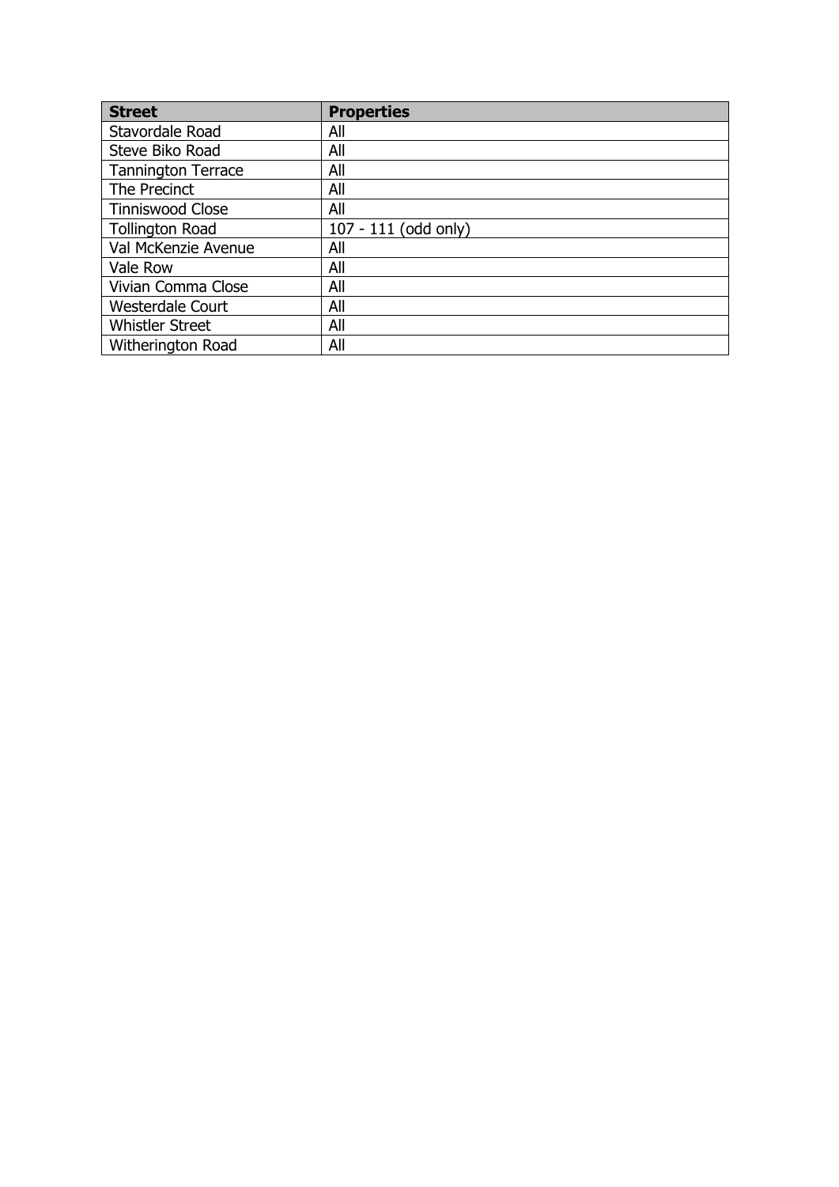| Street | Properties |
| --- | --- |
| Stavordale Road | All |
| Steve Biko Road | All |
| Tannington Terrace | All |
| The Precinct | All |
| Tinniswood Close | All |
| Tollington Road | 107 - 111 (odd only) |
| Val McKenzie Avenue | All |
| Vale Row | All |
| Vivian Comma Close | All |
| Westerdale Court | All |
| Whistler Street | All |
| Witherington Road | All |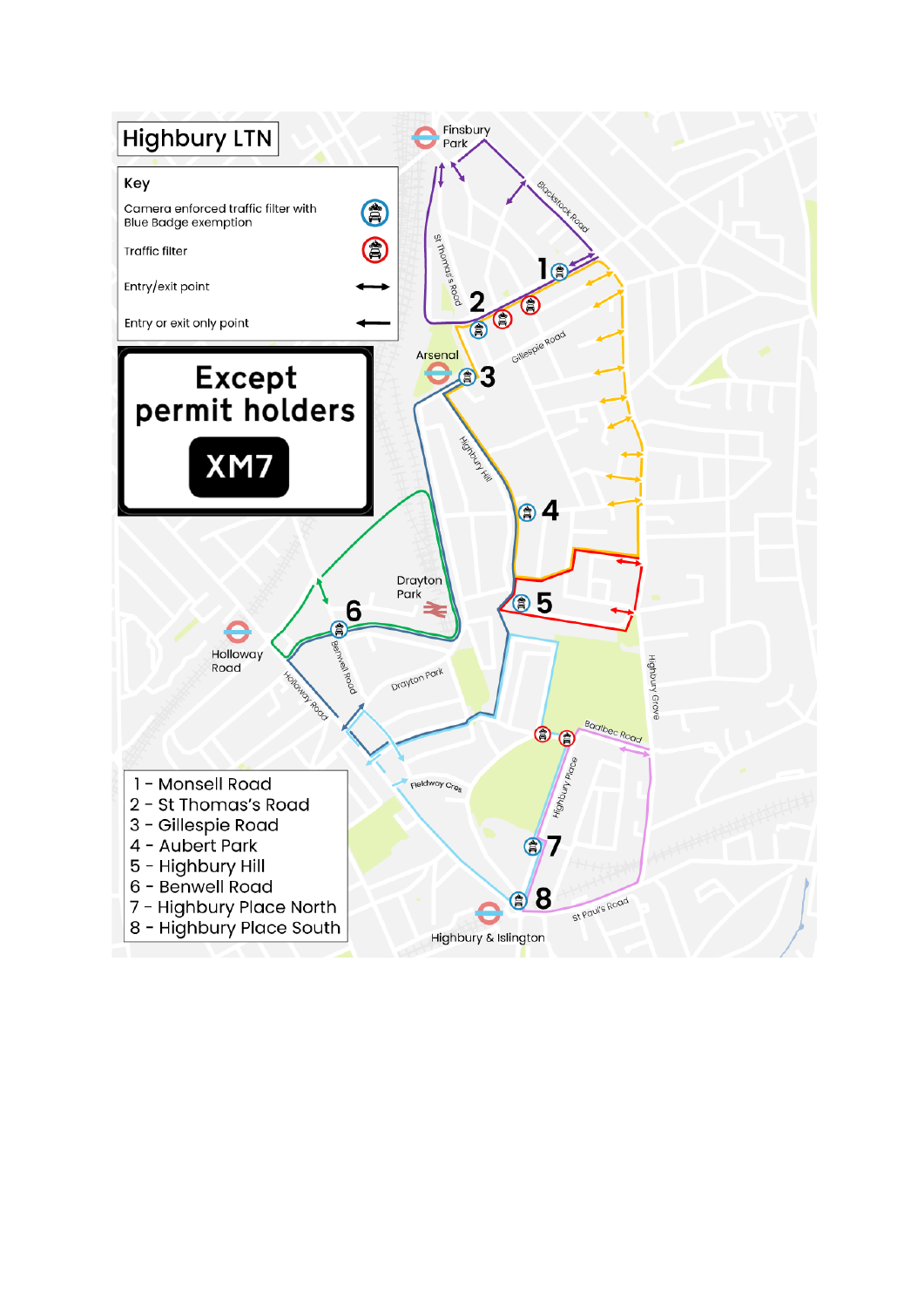# Highbury LTN

**Key**

- Camera enforced traffic filter with Blue Badge exemption
- Traffic filter
- Entry/exit point
- Entry or exit only point

**Except permit holders**

**XM7**

Finsbury Park

Blackstock Road

St Thomas's Road

Gillespie Road

Arsenal

Highbury Hill

Drayton Park

Holloway Road

Benwell Road

Holloway Road

Drayton Park

Highbury Grove

Baalbec Road

Fieldway Cres

Highbury Place

St Paul's Road

Highbury & Islington

1 - Monsell Road
2 - St Thomas's Road
3 - Gillespie Road
4 - Aubert Park
5 - Highbury Hill
6 - Benwell Road
7 - Highbury Place North
8 - Highbury Place South